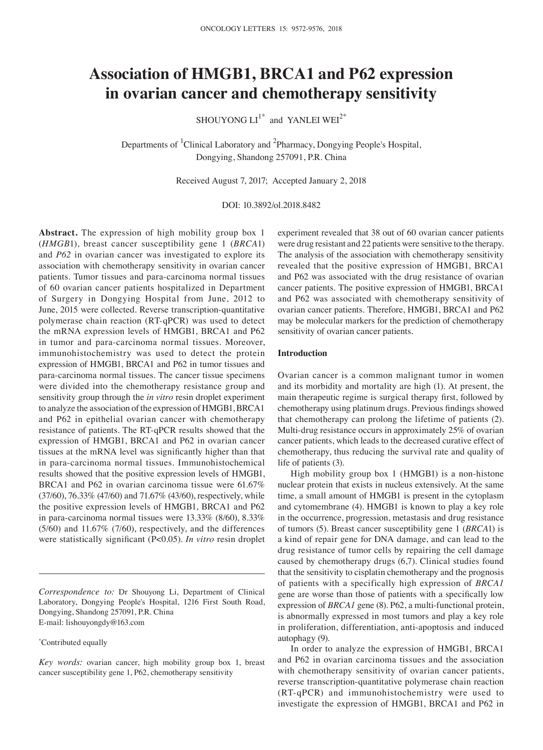# Association of HMGB1, BRCA1 and P62 expression in ovarian cancer and chemotherapy sensitivity

SHOUYONG LI[1*] and YANLEI WEI[2*]

Departments of [1]Clinical Laboratory and [2]Pharmacy, Dongying People's Hospital, Dongying, Shandong 257091, P.R. China

Received August 7, 2017; Accepted January 2, 2018

DOI: 10.3892/ol.2018.8482

**Abstract.** The expression of high mobility group box 1 (*HMGB1*), breast cancer susceptibility gene 1 (*BRCA1*) and *P62* in ovarian cancer was investigated to explore its association with chemotherapy sensitivity in ovarian cancer patients. Tumor tissues and para-carcinoma normal tissues of 60 ovarian cancer patients hospitalized in Department of Surgery in Dongying Hospital from June, 2012 to June, 2015 were collected. Reverse transcription-quantitative polymerase chain reaction (RT-qPCR) was used to detect the mRNA expression levels of HMGB1, BRCA1 and P62 in tumor and para-carcinoma normal tissues. Moreover, immunohistochemistry was used to detect the protein expression of HMGB1, BRCA1 and P62 in tumor tissues and para-carcinoma normal tissues. The cancer tissue specimens were divided into the chemotherapy resistance group and sensitivity group through the *in vitro* resin droplet experiment to analyze the association of the expression of HMGB1, BRCA1 and P62 in epithelial ovarian cancer with chemotherapy resistance of patients. The RT-qPCR results showed that the expression of HMGB1, BRCA1 and P62 in ovarian cancer tissues at the mRNA level was significantly higher than that in para-carcinoma normal tissues. Immunohistochemical results showed that the positive expression levels of HMGB1, BRCA1 and P62 in ovarian carcinoma tissue were 61.67% (37/60), 76.33% (47/60) and 71.67% (43/60), respectively, while the positive expression levels of HMGB1, BRCA1 and P62 in para-carcinoma normal tissues were 13.33% (8/60), 8.33% (5/60) and 11.67% (7/60), respectively, and the differences were statistically significant (P<0.05). *In vitro* resin droplet experiment revealed that 38 out of 60 ovarian cancer patients were drug resistant and 22 patients were sensitive to the therapy. The analysis of the association with chemotherapy sensitivity revealed that the positive expression of HMGB1, BRCA1 and P62 was associated with the drug resistance of ovarian cancer patients. The positive expression of HMGB1, BRCA1 and P62 was associated with chemotherapy sensitivity of ovarian cancer patients. Therefore, HMGB1, BRCA1 and P62 may be molecular markers for the prediction of chemotherapy sensitivity of ovarian cancer patients.

*Correspondence to:* Dr Shouyong Li, Department of Clinical Laboratory, Dongying People's Hospital, 1216 First South Road, Dongying, Shandong 257091, P.R. China
E-mail: lishouyongdy@163.com

*Contributed equally

*Key words:* ovarian cancer, high mobility group box 1, breast cancer susceptibility gene 1, P62, chemotherapy sensitivity

## Introduction

Ovarian cancer is a common malignant tumor in women and its morbidity and mortality are high (1). At present, the main therapeutic regime is surgical therapy first, followed by chemotherapy using platinum drugs. Previous findings showed that chemotherapy can prolong the lifetime of patients (2). Multi-drug resistance occurs in approximately 25% of ovarian cancer patients, which leads to the decreased curative effect of chemotherapy, thus reducing the survival rate and quality of life of patients (3).

High mobility group box 1 (HMGB1) is a non-histone nuclear protein that exists in nucleus extensively. At the same time, a small amount of HMGB1 is present in the cytoplasm and cytomembrane (4). HMGB1 is known to play a key role in the occurrence, progression, metastasis and drug resistance of tumors (5). Breast cancer susceptibility gene 1 (*BRCA1*) is a kind of repair gene for DNA damage, and can lead to the drug resistance of tumor cells by repairing the cell damage caused by chemotherapy drugs (6,7). Clinical studies found that the sensitivity to cisplatin chemotherapy and the prognosis of patients with a specifically high expression of *BRCA1* gene are worse than those of patients with a specifically low expression of *BRCA1* gene (8). P62, a multi-functional protein, is abnormally expressed in most tumors and play a key role in proliferation, differentiation, anti-apoptosis and induced autophagy (9).

In order to analyze the expression of HMGB1, BRCA1 and P62 in ovarian carcinoma tissues and the association with chemotherapy sensitivity of ovarian cancer patients, reverse transcription-quantitative polymerase chain reaction (RT-qPCR) and immunohistochemistry were used to investigate the expression of HMGB1, BRCA1 and P62 in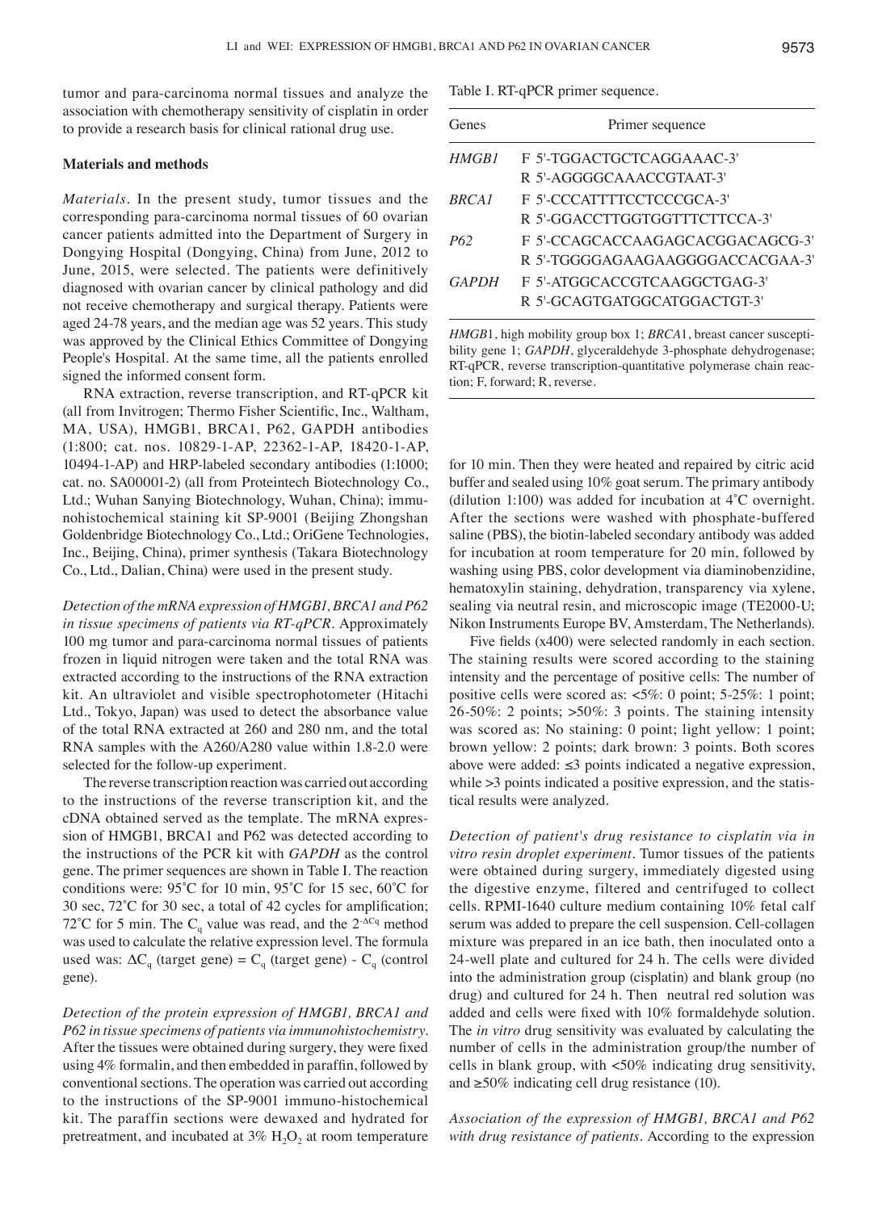tumor and para-carcinoma normal tissues and analyze the association with chemotherapy sensitivity of cisplatin in order to provide a research basis for clinical rational drug use.

## Materials and methods

*Materials.* In the present study, tumor tissues and the corresponding para-carcinoma normal tissues of 60 ovarian cancer patients admitted into the Department of Surgery in Dongying Hospital (Dongying, China) from June, 2012 to June, 2015, were selected. The patients were definitively diagnosed with ovarian cancer by clinical pathology and did not receive chemotherapy and surgical therapy. Patients were aged 24-78 years, and the median age was 52 years. This study was approved by the Clinical Ethics Committee of Dongying People's Hospital. At the same time, all the patients enrolled signed the informed consent form.

RNA extraction, reverse transcription, and RT-qPCR kit (all from Invitrogen; Thermo Fisher Scientific, Inc., Waltham, MA, USA), HMGB1, BRCA1, P62, GAPDH antibodies (1:800; cat. nos. 10829-1-AP, 22362-1-AP, 18420-1-AP, 10494-1-AP) and HRP-labeled secondary antibodies (1:1000; cat. no. SA00001-2) (all from Proteintech Biotechnology Co., Ltd.; Wuhan Sanying Biotechnology, Wuhan, China); immunohistochemical staining kit SP-9001 (Beijing Zhongshan Goldenbridge Biotechnology Co., Ltd.; OriGene Technologies, Inc., Beijing, China), primer synthesis (Takara Biotechnology Co., Ltd., Dalian, China) were used in the present study.

*Detection of the mRNA expression of HMGB1, BRCA1 and P62 in tissue specimens of patients via RT-qPCR.* Approximately 100 mg tumor and para-carcinoma normal tissues of patients frozen in liquid nitrogen were taken and the total RNA was extracted according to the instructions of the RNA extraction kit. An ultraviolet and visible spectrophotometer (Hitachi Ltd., Tokyo, Japan) was used to detect the absorbance value of the total RNA extracted at 260 and 280 nm, and the total RNA samples with the A260/A280 value within 1.8-2.0 were selected for the follow-up experiment.

The reverse transcription reaction was carried out according to the instructions of the reverse transcription kit, and the cDNA obtained served as the template. The mRNA expression of HMGB1, BRCA1 and P62 was detected according to the instructions of the PCR kit with *GAPDH* as the control gene. The primer sequences are shown in Table I. The reaction conditions were: 95˚C for 10 min, 95˚C for 15 sec, 60˚C for 30 sec, 72˚C for 30 sec, a total of 42 cycles for amplification; 72˚C for 5 min. The $C_q$ value was read, and the $2^{-\Delta Cq}$ method was used to calculate the relative expression level. The formula used was: $\Delta C_q$ (target gene) = $C_q$ (target gene) - $C_q$ (control gene).

*Detection of the protein expression of HMGB1, BRCA1 and P62 in tissue specimens of patients via immunohistochemistry.* After the tissues were obtained during surgery, they were fixed using 4% formalin, and then embedded in paraffin, followed by conventional sections. The operation was carried out according to the instructions of the SP-9001 immuno-histochemical kit. The paraffin sections were dewaxed and hydrated for pretreatment, and incubated at 3% $H_2O_2$ at room temperature for 10 min. Then they were heated and repaired by citric acid buffer and sealed using 10% goat serum. The primary antibody (dilution 1:100) was added for incubation at 4˚C overnight. After the sections were washed with phosphate-buffered saline (PBS), the biotin-labeled secondary antibody was added for incubation at room temperature for 20 min, followed by washing using PBS, color development via diaminobenzidine, hematoxylin staining, dehydration, transparency via xylene, sealing via neutral resin, and microscopic image (TE2000-U; Nikon Instruments Europe BV, Amsterdam, The Netherlands).

Five fields (x400) were selected randomly in each section. The staining results were scored according to the staining intensity and the percentage of positive cells: The number of positive cells were scored as: <5%: 0 point; 5-25%: 1 point; 26-50%: 2 points; >50%: 3 points. The staining intensity was scored as: No staining: 0 point; light yellow: 1 point; brown yellow: 2 points; dark brown: 3 points. Both scores above were added: ≤3 points indicated a negative expression, while >3 points indicated a positive expression, and the statistical results were analyzed.

*Detection of patient's drug resistance to cisplatin via in vitro resin droplet experiment.* Tumor tissues of the patients were obtained during surgery, immediately digested using the digestive enzyme, filtered and centrifuged to collect cells. RPMI-1640 culture medium containing 10% fetal calf serum was added to prepare the cell suspension. Cell-collagen mixture was prepared in an ice bath, then inoculated onto a 24-well plate and cultured for 24 h. The cells were divided into the administration group (cisplatin) and blank group (no drug) and cultured for 24 h. Then neutral red solution was added and cells were fixed with 10% formaldehyde solution. The *in vitro* drug sensitivity was evaluated by calculating the number of cells in the administration group/the number of cells in blank group, with <50% indicating drug sensitivity, and ≥50% indicating cell drug resistance (10).

*Association of the expression of HMGB1, BRCA1 and P62 with drug resistance of patients.* According to the expression

Table I. RT-qPCR primer sequence.

| Genes | Primer sequence |
|---|---|
| *HMGB1* | F 5'-TGGACTGCTCAGGAAAC-3' |
| | R 5'-AGGGGCAAACCGTAAT-3' |
| *BRCA1* | F 5'-CCCATTTTCCTCCCGCA-3' |
| | R 5'-GGACCTTGGTGGTTTCTTCCA-3' |
| *P62* | F 5'-CCAGCACCAAGAGCACGGACAGCG-3' |
| | R 5'-TGGGGAGAAGAAGGGGACCACGAA-3' |
| *GAPDH* | F 5'-ATGGCACCGTCAAGGCTGAG-3' |
| | R 5'-GCAGTGATGGCATGGACTGT-3' |

*HMGB1*, high mobility group box 1; *BRCA1*, breast cancer susceptibility gene 1; *GAPDH*, glyceraldehyde 3-phosphate dehydrogenase; RT-qPCR, reverse transcription-quantitative polymerase chain reaction; F, forward; R, reverse.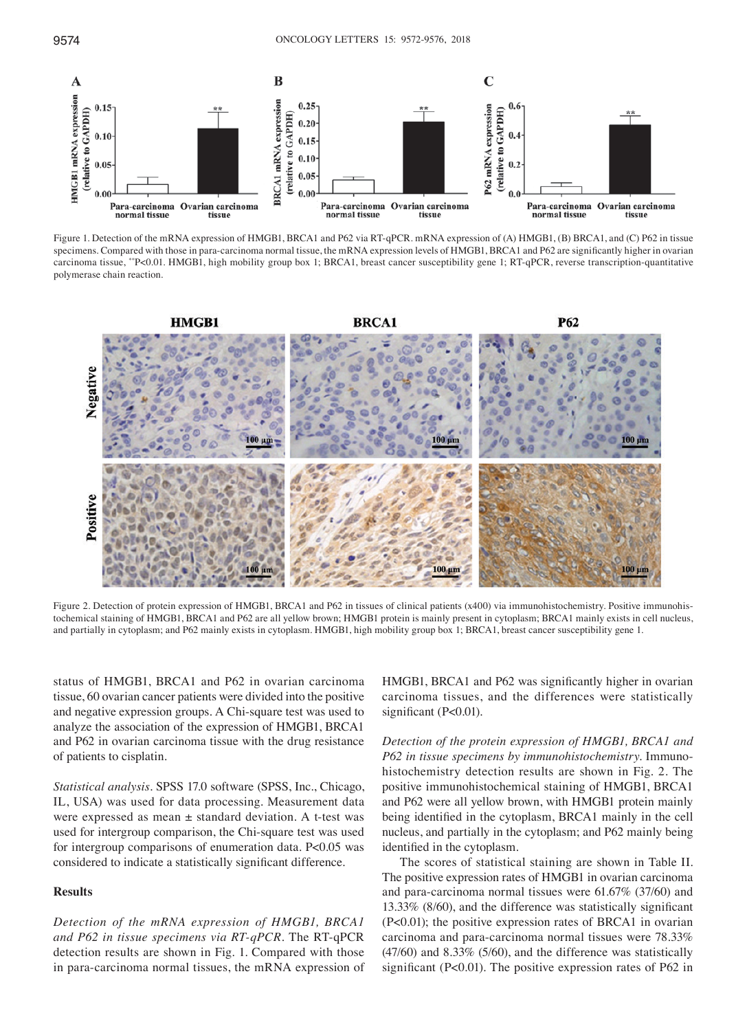Figure 1. Detection of the mRNA expression of HMGB1, BRCA1 and P62 via RT-qPCR. mRNA expression of (A) HMGB1, (B) BRCA1, and (C) P62 in tissue specimens. Compared with those in para-carcinoma normal tissue, the mRNA expression levels of HMGB1, BRCA1 and P62 are significantly higher in ovarian carcinoma tissue, **P<0.01. HMGB1, high mobility group box 1; BRCA1, breast cancer susceptibility gene 1; RT-qPCR, reverse transcription-quantitative polymerase chain reaction.

Figure 2. Detection of protein expression of HMGB1, BRCA1 and P62 in tissues of clinical patients (x400) via immunohistochemistry. Positive immunohistochemical staining of HMGB1, BRCA1 and P62 are all yellow brown; HMGB1 protein is mainly present in cytoplasm; BRCA1 mainly exists in cell nucleus, and partially in cytoplasm; and P62 mainly exists in cytoplasm. HMGB1, high mobility group box 1; BRCA1, breast cancer susceptibility gene 1.

status of HMGB1, BRCA1 and P62 in ovarian carcinoma tissue, 60 ovarian cancer patients were divided into the positive and negative expression groups. A Chi-square test was used to analyze the association of the expression of HMGB1, BRCA1 and P62 in ovarian carcinoma tissue with the drug resistance of patients to cisplatin.

*Statistical analysis.* SPSS 17.0 software (SPSS, Inc., Chicago, IL, USA) was used for data processing. Measurement data were expressed as mean ± standard deviation. A t-test was used for intergroup comparison, the Chi-square test was used for intergroup comparisons of enumeration data. P<0.05 was considered to indicate a statistically significant difference.

## Results

*Detection of the mRNA expression of HMGB1, BRCA1 and P62 in tissue specimens via RT-qPCR.* The RT-qPCR detection results are shown in Fig. 1. Compared with those in para-carcinoma normal tissues, the mRNA expression of HMGB1, BRCA1 and P62 was significantly higher in ovarian carcinoma tissues, and the differences were statistically significant (P<0.01).

*Detection of the protein expression of HMGB1, BRCA1 and P62 in tissue specimens by immunohistochemistry.* Immunohistochemistry detection results are shown in Fig. 2. The positive immunohistochemical staining of HMGB1, BRCA1 and P62 were all yellow brown, with HMGB1 protein mainly being identified in the cytoplasm, BRCA1 mainly in the cell nucleus, and partially in the cytoplasm; and P62 mainly being identified in the cytoplasm.

The scores of statistical staining are shown in Table II. The positive expression rates of HMGB1 in ovarian carcinoma and para-carcinoma normal tissues were 61.67% (37/60) and 13.33% (8/60), and the difference was statistically significant (P<0.01); the positive expression rates of BRCA1 in ovarian carcinoma and para-carcinoma normal tissues were 78.33% (47/60) and 8.33% (5/60), and the difference was statistically significant (P<0.01). The positive expression rates of P62 in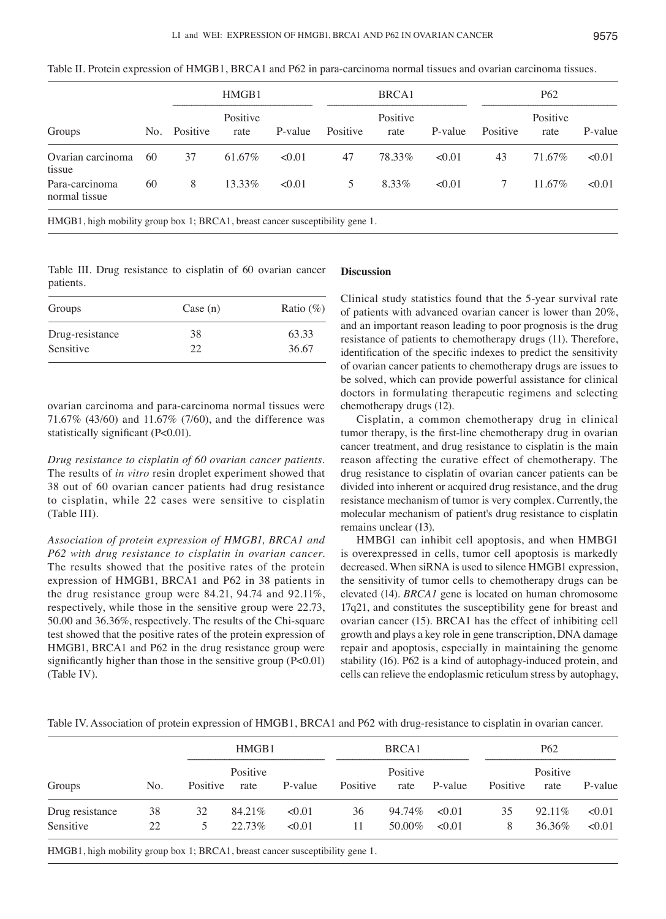Table II. Protein expression of HMGB1, BRCA1 and P62 in para-carcinoma normal tissues and ovarian carcinoma tissues.

| | | HMGB1 | | | BRCA1 | | | P62 | | |
|---|---|---|---|---|---|---|---|---|---|---|
| Groups | No. | Positive | Positive rate | P-value | Positive | Positive rate | P-value | Positive | Positive rate | P-value |
| Ovarian carcinoma tissue | 60 | 37 | 61.67% | <0.01 | 47 | 78.33% | <0.01 | 43 | 71.67% | <0.01 |
| Para-carcinoma normal tissue | 60 | 8 | 13.33% | <0.01 | 5 | 8.33% | <0.01 | 7 | 11.67% | <0.01 |

HMGB1, high mobility group box 1; BRCA1, breast cancer susceptibility gene 1.

Table III. Drug resistance to cisplatin of 60 ovarian cancer patients.

| Groups | Case (n) | Ratio (%) |
|---|---|---|
| Drug-resistance | 38 | 63.33 |
| Sensitive | 22 | 36.67 |

ovarian carcinoma and para-carcinoma normal tissues were 71.67% (43/60) and 11.67% (7/60), and the difference was statistically significant (P<0.01).

*Drug resistance to cisplatin of 60 ovarian cancer patients.* The results of *in vitro* resin droplet experiment showed that 38 out of 60 ovarian cancer patients had drug resistance to cisplatin, while 22 cases were sensitive to cisplatin (Table III).

*Association of protein expression of HMGB1, BRCA1 and P62 with drug resistance to cisplatin in ovarian cancer.* The results showed that the positive rates of the protein expression of HMGB1, BRCA1 and P62 in 38 patients in the drug resistance group were 84.21, 94.74 and 92.11%, respectively, while those in the sensitive group were 22.73, 50.00 and 36.36%, respectively. The results of the Chi-square test showed that the positive rates of the protein expression of HMGB1, BRCA1 and P62 in the drug resistance group were significantly higher than those in the sensitive group (P<0.01) (Table IV).

## Discussion

Clinical study statistics found that the 5-year survival rate of patients with advanced ovarian cancer is lower than 20%, and an important reason leading to poor prognosis is the drug resistance of patients to chemotherapy drugs (11). Therefore, identification of the specific indexes to predict the sensitivity of ovarian cancer patients to chemotherapy drugs are issues to be solved, which can provide powerful assistance for clinical doctors in formulating therapeutic regimens and selecting chemotherapy drugs (12).

Cisplatin, a common chemotherapy drug in clinical tumor therapy, is the first-line chemotherapy drug in ovarian cancer treatment, and drug resistance to cisplatin is the main reason affecting the curative effect of chemotherapy. The drug resistance to cisplatin of ovarian cancer patients can be divided into inherent or acquired drug resistance, and the drug resistance mechanism of tumor is very complex. Currently, the molecular mechanism of patient's drug resistance to cisplatin remains unclear (13).

HMBG1 can inhibit cell apoptosis, and when HMBG1 is overexpressed in cells, tumor cell apoptosis is markedly decreased. When siRNA is used to silence HMBG1 expression, the sensitivity of tumor cells to chemotherapy drugs can be elevated (14). *BRCA1* gene is located on human chromosome 17q21, and constitutes the susceptibility gene for breast and ovarian cancer (15). BRCA1 has the effect of inhibiting cell growth and plays a key role in gene transcription, DNA damage repair and apoptosis, especially in maintaining the genome stability (16). P62 is a kind of autophagy-induced protein, and cells can relieve the endoplasmic reticulum stress by autophagy,

Table IV. Association of protein expression of HMGB1, BRCA1 and P62 with drug-resistance to cisplatin in ovarian cancer.

| | | HMGB1 | | | BRCA1 | | | P62 | | |
|---|---|---|---|---|---|---|---|---|---|---|
| Groups | No. | Positive | Positive rate | P-value | Positive | Positive rate | P-value | Positive | Positive rate | P-value |
| Drug resistance | 38 | 32 | 84.21% | <0.01 | 36 | 94.74% | <0.01 | 35 | 92.11% | <0.01 |
| Sensitive | 22 | 5 | 22.73% | <0.01 | 11 | 50.00% | <0.01 | 8 | 36.36% | <0.01 |

HMGB1, high mobility group box 1; BRCA1, breast cancer susceptibility gene 1.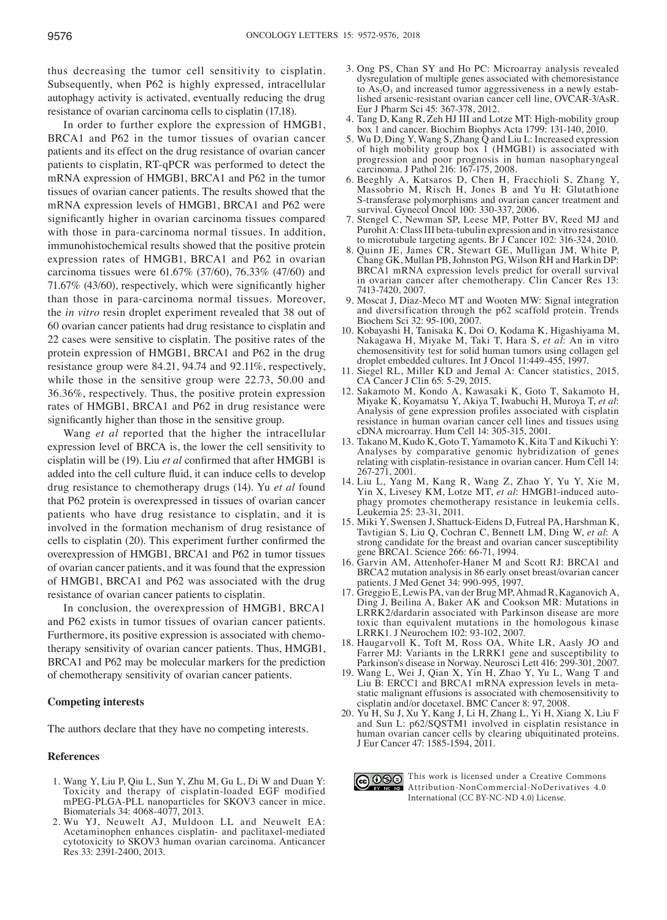thus decreasing the tumor cell sensitivity to cisplatin. Subsequently, when P62 is highly expressed, intracellular autophagy activity is activated, eventually reducing the drug resistance of ovarian carcinoma cells to cisplatin (17,18).

In order to further explore the expression of HMGB1, BRCA1 and P62 in the tumor tissues of ovarian cancer patients and its effect on the drug resistance of ovarian cancer patients to cisplatin, RT-qPCR was performed to detect the mRNA expression of HMGB1, BRCA1 and P62 in the tumor tissues of ovarian cancer patients. The results showed that the mRNA expression levels of HMGB1, BRCA1 and P62 were significantly higher in ovarian carcinoma tissues compared with those in para-carcinoma normal tissues. In addition, immunohistochemical results showed that the positive protein expression rates of HMGB1, BRCA1 and P62 in ovarian carcinoma tissues were 61.67% (37/60), 76.33% (47/60) and 71.67% (43/60), respectively, which were significantly higher than those in para-carcinoma normal tissues. Moreover, the *in vitro* resin droplet experiment revealed that 38 out of 60 ovarian cancer patients had drug resistance to cisplatin and 22 cases were sensitive to cisplatin. The positive rates of the protein expression of HMGB1, BRCA1 and P62 in the drug resistance group were 84.21, 94.74 and 92.11%, respectively, while those in the sensitive group were 22.73, 50.00 and 36.36%, respectively. Thus, the positive protein expression rates of HMGB1, BRCA1 and P62 in drug resistance were significantly higher than those in the sensitive group.

Wang *et al* reported that the higher the intracellular expression level of BRCA is, the lower the cell sensitivity to cisplatin will be (19). Liu *et al* confirmed that after HMGB1 is added into the cell culture fluid, it can induce cells to develop drug resistance to chemotherapy drugs (14). Yu *et al* found that P62 protein is overexpressed in tissues of ovarian cancer patients who have drug resistance to cisplatin, and it is involved in the formation mechanism of drug resistance of cells to cisplatin (20). This experiment further confirmed the overexpression of HMGB1, BRCA1 and P62 in tumor tissues of ovarian cancer patients, and it was found that the expression of HMGB1, BRCA1 and P62 was associated with the drug resistance of ovarian cancer patients to cisplatin.

In conclusion, the overexpression of HMGB1, BRCA1 and P62 exists in tumor tissues of ovarian cancer patients. Furthermore, its positive expression is associated with chemotherapy sensitivity of ovarian cancer patients. Thus, HMGB1, BRCA1 and P62 may be molecular markers for the prediction of chemotherapy sensitivity of ovarian cancer patients.

## Competing interests

The authors declare that they have no competing interests.

## References

1. Wang Y, Liu P, Qiu L, Sun Y, Zhu M, Gu L, Di W and Duan Y: Toxicity and therapy of cisplatin-loaded EGF modified mPEG-PLGA-PLL nanoparticles for SKOV3 cancer in mice. Biomaterials 34: 4068-4077, 2013.
2. Wu YJ, Neuwelt AJ, Muldoon LL and Neuwelt EA: Acetaminophen enhances cisplatin- and paclitaxel-mediated cytotoxicity to SKOV3 human ovarian carcinoma. Anticancer Res 33: 2391-2400, 2013.
3. Ong PS, Chan SY and Ho PC: Microarray analysis revealed dysregulation of multiple genes associated with chemoresistance to $As_2O_3$ and increased tumor aggressiveness in a newly established arsenic-resistant ovarian cancer cell line, OVCAR-3/AsR. Eur J Pharm Sci 45: 367-378, 2012.
4. Tang D, Kang R, Zeh HJ III and Lotze MT: High-mobility group box 1 and cancer. Biochim Biophys Acta 1799: 131-140, 2010.
5. Wu D, Ding Y, Wang S, Zhang Q and Liu L: Increased expression of high mobility group box 1 (HMGB1) is associated with progression and poor prognosis in human nasopharyngeal carcinoma. J Pathol 216: 167-175, 2008.
6. Beeghly A, Katsaros D, Chen H, Fracchioli S, Zhang Y, Massobrio M, Risch H, Jones B and Yu H: Glutathione S-transferase polymorphisms and ovarian cancer treatment and survival. Gynecol Oncol 100: 330-337, 2006.
7. Stengel C, Newman SP, Leese MP, Potter BV, Reed MJ and Purohit A: Class III beta-tubulin expression and in vitro resistance to microtubule targeting agents. Br J Cancer 102: 316-324, 2010.
8. Quinn JE, James CR, Stewart GE, Mulligan JM, White P, Chang GK, Mullan PB, Johnston PG, Wilson RH and Harkin DP: BRCA1 mRNA expression levels predict for overall survival in ovarian cancer after chemotherapy. Clin Cancer Res 13: 7413-7420, 2007.
9. Moscat J, Diaz-Meco MT and Wooten MW: Signal integration and diversification through the p62 scaffold protein. Trends Biochem Sci 32: 95-100, 2007.
10. Kobayashi H, Tanisaka K, Doi O, Kodama K, Higashiyama M, Nakagawa H, Miyake M, Taki T, Hara S, *et al*: An in vitro chemosensitivity test for solid human tumors using collagen gel droplet embedded cultures. Int J Oncol 11:449-455, 1997.
11. Siegel RL, Miller KD and Jemal A: Cancer statistics, 2015. CA Cancer J Clin 65: 5-29, 2015.
12. Sakamoto M, Kondo A, Kawasaki K, Goto T, Sakamoto H, Miyake K, Koyamatsu Y, Akiya T, Iwabuchi H, Muroya T, *et al*: Analysis of gene expression profiles associated with cisplatin resistance in human ovarian cancer cell lines and tissues using cDNA microarray. Hum Cell 14: 305-315, 2001.
13. Takano M, Kudo K, Goto T, Yamamoto K, Kita T and Kikuchi Y: Analyses by comparative genomic hybridization of genes relating with cisplatin-resistance in ovarian cancer. Hum Cell 14: 267-271, 2001.
14. Liu L, Yang M, Kang R, Wang Z, Zhao Y, Yu Y, Xie M, Yin X, Livesey KM, Lotze MT, *et al*: HMGB1-induced autophagy promotes chemotherapy resistance in leukemia cells. Leukemia 25: 23-31, 2011.
15. Miki Y, Swensen J, Shattuck-Eidens D, Futreal PA, Harshman K, Tavtigian S, Liu Q, Cochran C, Bennett LM, Ding W, *et al*: A strong candidate for the breast and ovarian cancer susceptibility gene BRCA1. Science 266: 66-71, 1994.
16. Garvin AM, Attenhofer-Haner M and Scott RJ: BRCA1 and BRCA2 mutation analysis in 86 early onset breast/ovarian cancer patients. J Med Genet 34: 990-995, 1997.
17. Greggio E, Lewis PA, van der Brug MP, Ahmad R, Kaganovich A, Ding J, Beilina A, Baker AK and Cookson MR: Mutations in LRRK2/dardarin associated with Parkinson disease are more toxic than equivalent mutations in the homologous kinase LRRK1. J Neurochem 102: 93-102, 2007.
18. Haugarvoll K, Toft M, Ross OA, White LR, Aasly JO and Farrer MJ: Variants in the LRRK1 gene and susceptibility to Parkinson's disease in Norway. Neurosci Lett 416: 299-301, 2007.
19. Wang L, Wei J, Qian X, Yin H, Zhao Y, Yu L, Wang T and Liu B: ERCC1 and BRCA1 mRNA expression levels in metastatic malignant effusions is associated with chemosensitivity to cisplatin and/or docetaxel. BMC Cancer 8: 97, 2008.
20. Yu H, Su J, Xu Y, Kang J, Li H, Zhang L, Yi H, Xiang X, Liu F and Sun L: p62/SQSTM1 involved in cisplatin resistance in human ovarian cancer cells by clearing ubiquitinated proteins. J Eur Cancer 47: 1585-1594, 2011.

This work is licensed under a Creative Commons Attribution-NonCommercial-NoDerivatives 4.0 International (CC BY-NC-ND 4.0) License.